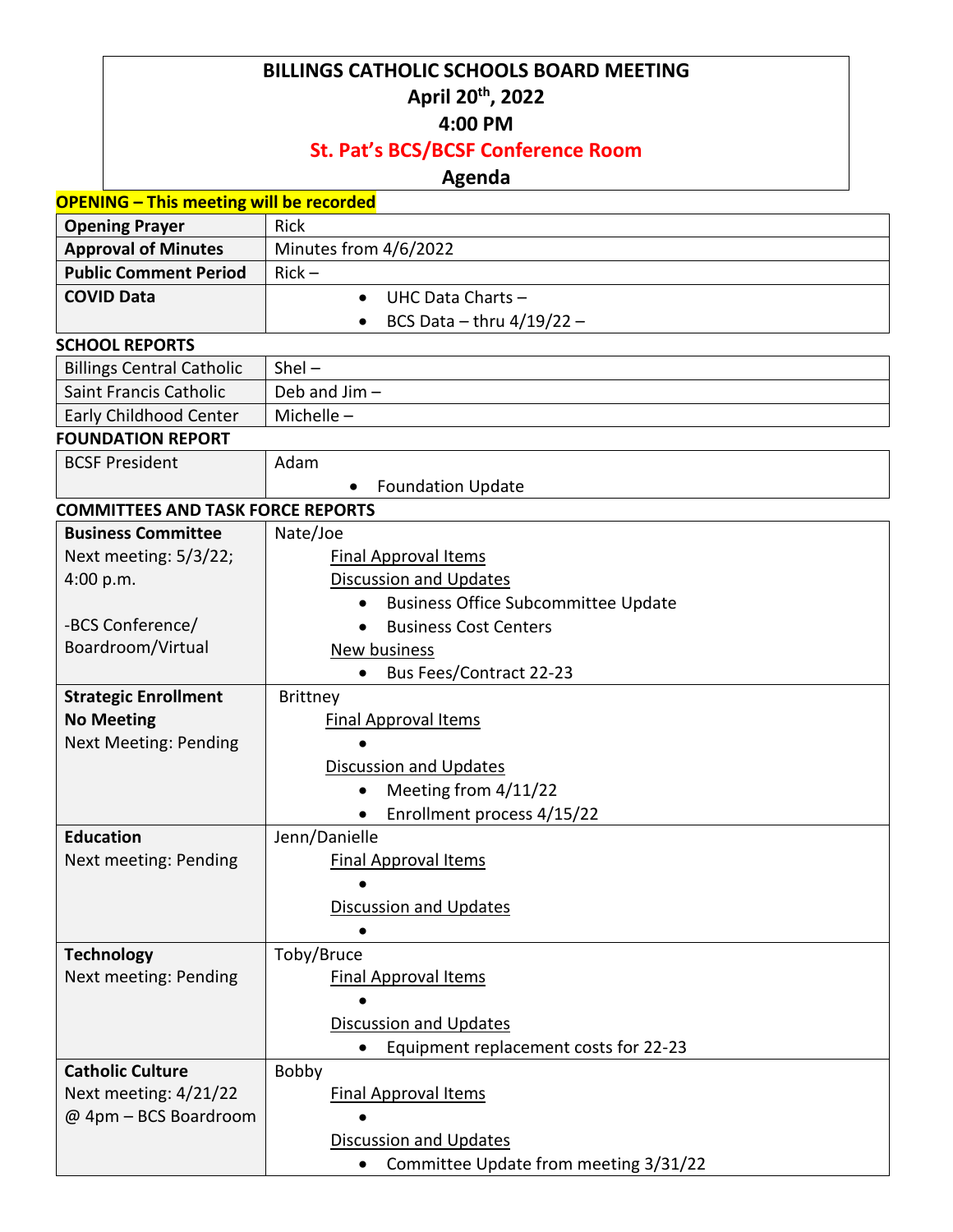# BILLINGS CATHOLIC SCHOOLS BOARD MEETING

**April 20th, 2022**

**4:00 PM**

**St. Pat's BCS/BCSF Conference Room**

**Agenda**

**OPENING – This meeting will be recorded**

| | |
|---|---|
| **Opening Prayer** | Rick |
| **Approval of Minutes** | Minutes from 4/6/2022 |
| **Public Comment Period** | Rick – |
| **COVID Data** | • UHC Data Charts –<br>• BCS Data – thru 4/19/22 – |

**SCHOOL REPORTS**

| | |
|---|---|
| Billings Central Catholic | Shel – |
| Saint Francis Catholic | Deb and Jim – |
| Early Childhood Center | Michelle – |

**FOUNDATION REPORT**

| | |
|---|---|
| BCSF President | Adam<br>• Foundation Update |

**COMMITTEES AND TASK FORCE REPORTS**

| | |
|---|---|
| **Business Committee**<br>Next meeting: 5/3/22; 4:00 p.m.<br><br>-BCS Conference/ Boardroom/Virtual | Nate/Joe<br>Final Approval Items<br>Discussion and Updates<br>• Business Office Subcommittee Update<br>• Business Cost Centers<br>New business<br>• Bus Fees/Contract 22-23 |
| **Strategic Enrollment**<br>**No Meeting**<br>Next Meeting: Pending | Brittney<br>Final Approval Items<br>•<br>Discussion and Updates<br>• Meeting from 4/11/22<br>• Enrollment process 4/15/22 |
| **Education**<br>Next meeting: Pending | Jenn/Danielle<br>Final Approval Items<br>•<br>Discussion and Updates<br>• |
| **Technology**<br>Next meeting: Pending | Toby/Bruce<br>Final Approval Items<br>•<br>Discussion and Updates<br>• Equipment replacement costs for 22-23 |
| **Catholic Culture**<br>Next meeting: 4/21/22 @ 4pm – BCS Boardroom | Bobby<br>Final Approval Items<br>•<br>Discussion and Updates<br>• Committee Update from meeting 3/31/22 |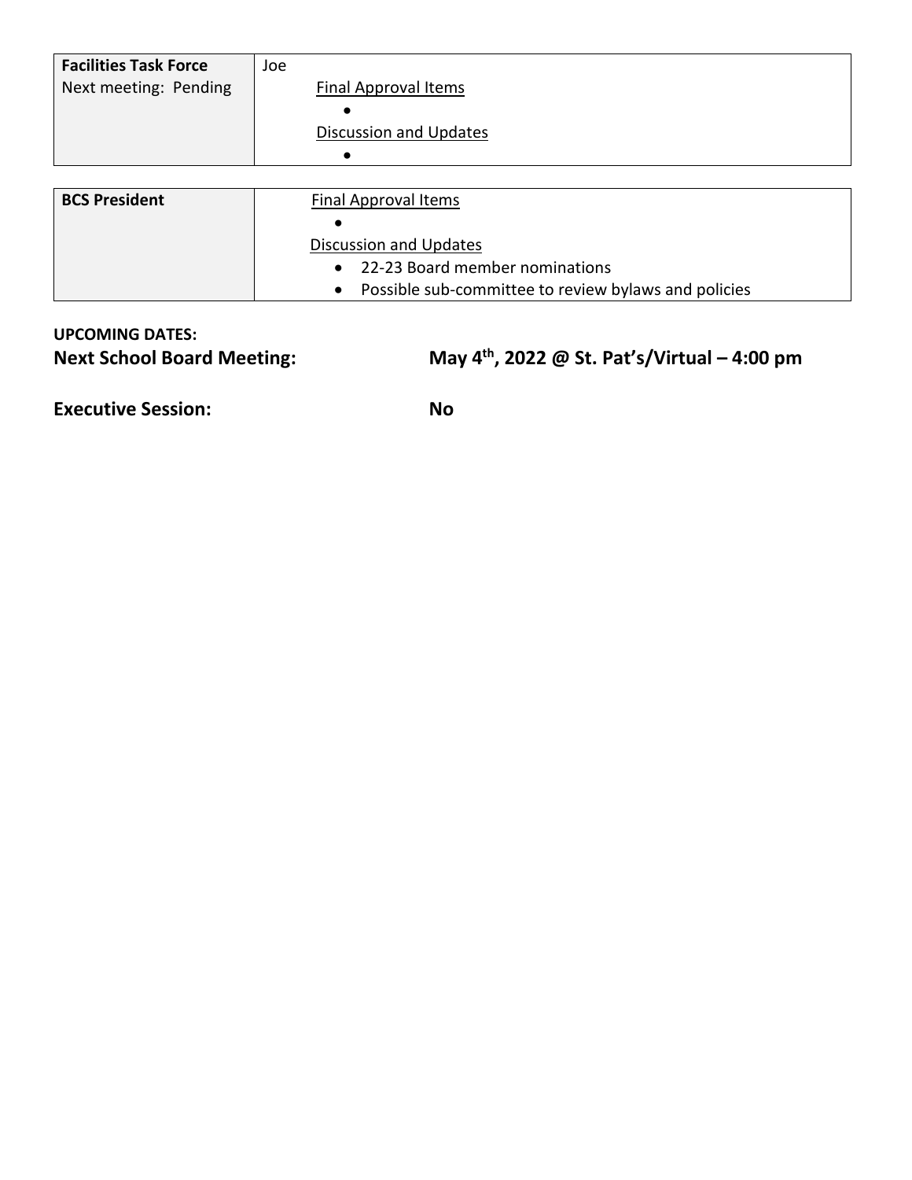| | |
|---|---|
| **Facilities Task Force**<br>Next meeting: Pending | Joe<br><u>Final Approval Items</u><br>•<br><u>Discussion and Updates</u><br>• |

| | |
|---|---|
| **BCS President** | <u>Final Approval Items</u><br>•<br><u>Discussion and Updates</u><br>• 22-23 Board member nominations<br>• Possible sub-committee to review bylaws and policies |

**UPCOMING DATES:**

**Next School Board Meeting:** **May 4th, 2022 @ St. Pat's/Virtual – 4:00 pm**

**Executive Session:** **No**